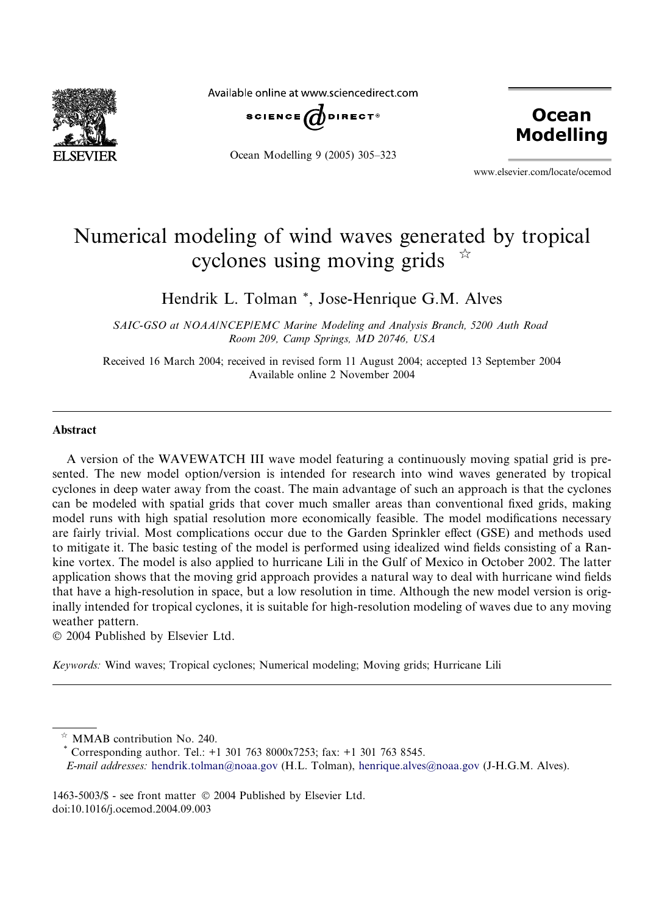# Numerical modeling of wind waves generated by tropical cyclones using moving grids ☆

Hendrik L. Tolman *, Jose-Henrique G.M. Alves

*SAIC-GSO at NOAA/NCEP/EMC Marine Modeling and Analysis Branch, 5200 Auth Road Room 209, Camp Springs, MD 20746, USA*

Received 16 March 2004; received in revised form 11 August 2004; accepted 13 September 2004
Available online 2 November 2004

## Abstract

A version of the WAVEWATCH III wave model featuring a continuously moving spatial grid is presented. The new model option/version is intended for research into wind waves generated by tropical cyclones in deep water away from the coast. The main advantage of such an approach is that the cyclones can be modeled with spatial grids that cover much smaller areas than conventional fixed grids, making model runs with high spatial resolution more economically feasible. The model modifications necessary are fairly trivial. Most complications occur due to the Garden Sprinkler effect (GSE) and methods used to mitigate it. The basic testing of the model is performed using idealized wind fields consisting of a Rankine vortex. The model is also applied to hurricane Lili in the Gulf of Mexico in October 2002. The latter application shows that the moving grid approach provides a natural way to deal with hurricane wind fields that have a high-resolution in space, but a low resolution in time. Although the new model version is originally intended for tropical cyclones, it is suitable for high-resolution modeling of waves due to any moving weather pattern.

© 2004 Published by Elsevier Ltd.

*Keywords:* Wind waves; Tropical cyclones; Numerical modeling; Moving grids; Hurricane Lili

---

☆ MMAB contribution No. 240.

\* Corresponding author. Tel.: +1 301 763 8000x7253; fax: +1 301 763 8545.

*E-mail addresses:* hendrik.tolman@noaa.gov (H.L. Tolman), henrique.alves@noaa.gov (J-H.G.M. Alves).

1463-5003/$ - see front matter © 2004 Published by Elsevier Ltd.
doi:10.1016/j.ocemod.2004.09.003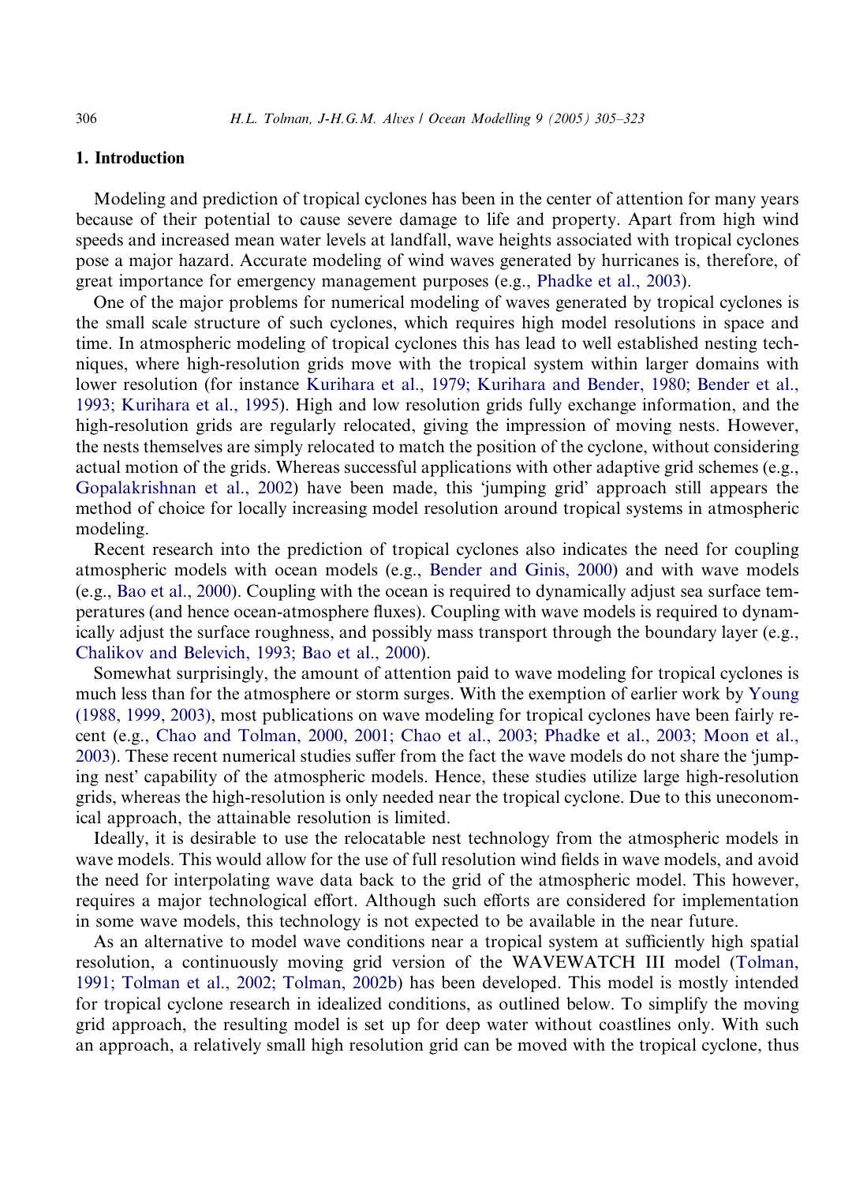## 1. Introduction

Modeling and prediction of tropical cyclones has been in the center of attention for many years because of their potential to cause severe damage to life and property. Apart from high wind speeds and increased mean water levels at landfall, wave heights associated with tropical cyclones pose a major hazard. Accurate modeling of wind waves generated by hurricanes is, therefore, of great importance for emergency management purposes (e.g., Phadke et al., 2003).

One of the major problems for numerical modeling of waves generated by tropical cyclones is the small scale structure of such cyclones, which requires high model resolutions in space and time. In atmospheric modeling of tropical cyclones this has lead to well established nesting techniques, where high-resolution grids move with the tropical system within larger domains with lower resolution (for instance Kurihara et al., 1979; Kurihara and Bender, 1980; Bender et al., 1993; Kurihara et al., 1995). High and low resolution grids fully exchange information, and the high-resolution grids are regularly relocated, giving the impression of moving nests. However, the nests themselves are simply relocated to match the position of the cyclone, without considering actual motion of the grids. Whereas successful applications with other adaptive grid schemes (e.g., Gopalakrishnan et al., 2002) have been made, this 'jumping grid' approach still appears the method of choice for locally increasing model resolution around tropical systems in atmospheric modeling.

Recent research into the prediction of tropical cyclones also indicates the need for coupling atmospheric models with ocean models (e.g., Bender and Ginis, 2000) and with wave models (e.g., Bao et al., 2000). Coupling with the ocean is required to dynamically adjust sea surface temperatures (and hence ocean-atmosphere fluxes). Coupling with wave models is required to dynamically adjust the surface roughness, and possibly mass transport through the boundary layer (e.g., Chalikov and Belevich, 1993; Bao et al., 2000).

Somewhat surprisingly, the amount of attention paid to wave modeling for tropical cyclones is much less than for the atmosphere or storm surges. With the exemption of earlier work by Young (1988, 1999, 2003), most publications on wave modeling for tropical cyclones have been fairly recent (e.g., Chao and Tolman, 2000, 2001; Chao et al., 2003; Phadke et al., 2003; Moon et al., 2003). These recent numerical studies suffer from the fact the wave models do not share the 'jumping nest' capability of the atmospheric models. Hence, these studies utilize large high-resolution grids, whereas the high-resolution is only needed near the tropical cyclone. Due to this uneconomical approach, the attainable resolution is limited.

Ideally, it is desirable to use the relocatable nest technology from the atmospheric models in wave models. This would allow for the use of full resolution wind fields in wave models, and avoid the need for interpolating wave data back to the grid of the atmospheric model. This however, requires a major technological effort. Although such efforts are considered for implementation in some wave models, this technology is not expected to be available in the near future.

As an alternative to model wave conditions near a tropical system at sufficiently high spatial resolution, a continuously moving grid version of the WAVEWATCH III model (Tolman, 1991; Tolman et al., 2002; Tolman, 2002b) has been developed. This model is mostly intended for tropical cyclone research in idealized conditions, as outlined below. To simplify the moving grid approach, the resulting model is set up for deep water without coastlines only. With such an approach, a relatively small high resolution grid can be moved with the tropical cyclone, thus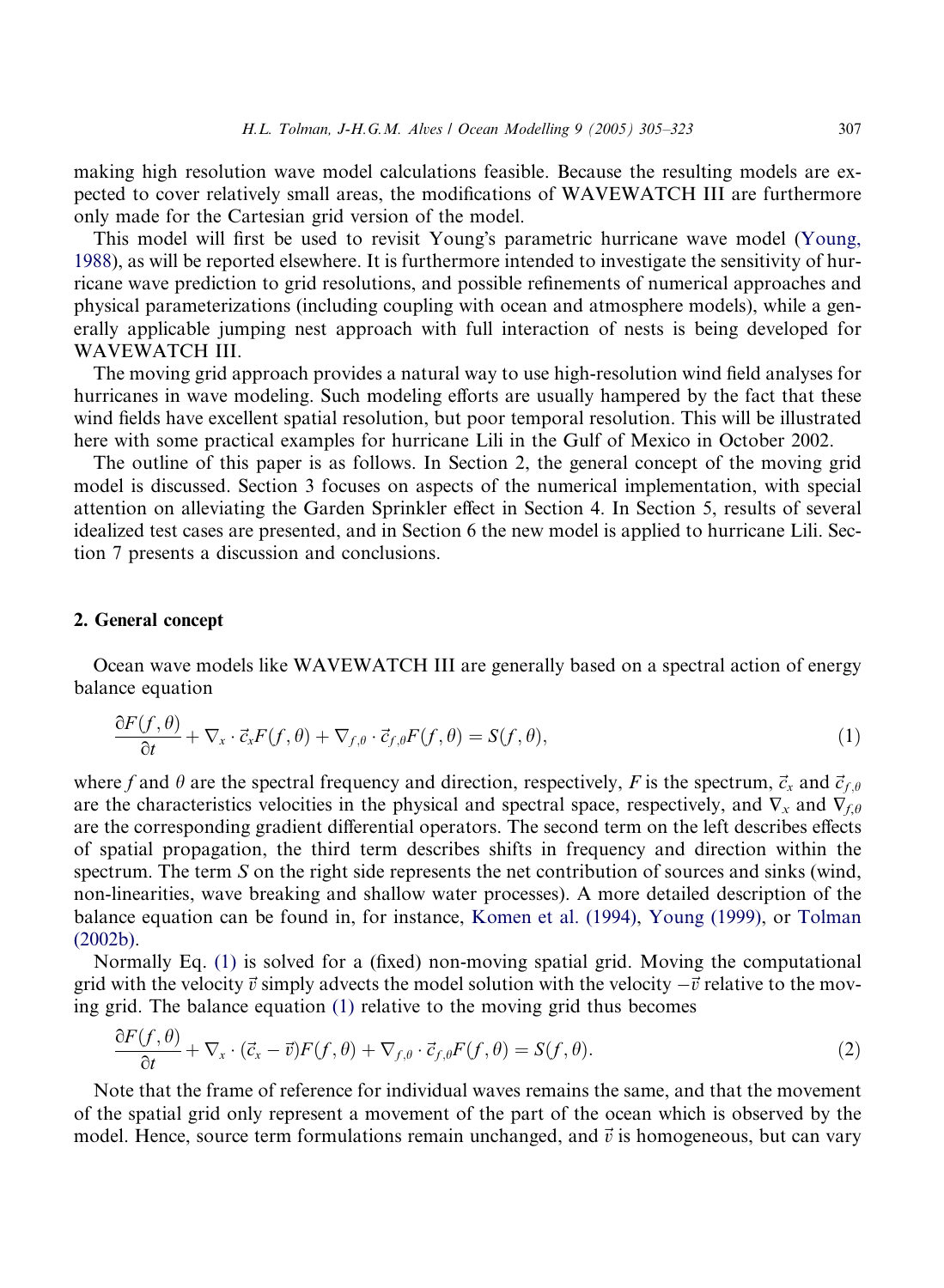making high resolution wave model calculations feasible. Because the resulting models are expected to cover relatively small areas, the modifications of WAVEWATCH III are furthermore only made for the Cartesian grid version of the model.

This model will first be used to revisit Young's parametric hurricane wave model (Young, 1988), as will be reported elsewhere. It is furthermore intended to investigate the sensitivity of hurricane wave prediction to grid resolutions, and possible refinements of numerical approaches and physical parameterizations (including coupling with ocean and atmosphere models), while a generally applicable jumping nest approach with full interaction of nests is being developed for WAVEWATCH III.

The moving grid approach provides a natural way to use high-resolution wind field analyses for hurricanes in wave modeling. Such modeling efforts are usually hampered by the fact that these wind fields have excellent spatial resolution, but poor temporal resolution. This will be illustrated here with some practical examples for hurricane Lili in the Gulf of Mexico in October 2002.

The outline of this paper is as follows. In Section 2, the general concept of the moving grid model is discussed. Section 3 focuses on aspects of the numerical implementation, with special attention on alleviating the Garden Sprinkler effect in Section 4. In Section 5, results of several idealized test cases are presented, and in Section 6 the new model is applied to hurricane Lili. Section 7 presents a discussion and conclusions.

## 2. General concept

Ocean wave models like WAVEWATCH III are generally based on a spectral action of energy balance equation

$$\frac{\partial F(f,\theta)}{\partial t} + \nabla_x \cdot \vec{c}_x F(f,\theta) + \nabla_{f,\theta} \cdot \vec{c}_{f,\theta} F(f,\theta) = S(f,\theta), \tag{1}$$

where $f$ and $\theta$ are the spectral frequency and direction, respectively, $F$ is the spectrum, $\vec{c}_x$ and $\vec{c}_{f,\theta}$ are the characteristics velocities in the physical and spectral space, respectively, and $\nabla_x$ and $\nabla_{f,\theta}$ are the corresponding gradient differential operators. The second term on the left describes effects of spatial propagation, the third term describes shifts in frequency and direction within the spectrum. The term $S$ on the right side represents the net contribution of sources and sinks (wind, non-linearities, wave breaking and shallow water processes). A more detailed description of the balance equation can be found in, for instance, Komen et al. (1994), Young (1999), or Tolman (2002b).

Normally Eq. (1) is solved for a (fixed) non-moving spatial grid. Moving the computational grid with the velocity $\vec{v}$ simply advects the model solution with the velocity $-\vec{v}$ relative to the moving grid. The balance equation (1) relative to the moving grid thus becomes

$$\frac{\partial F(f,\theta)}{\partial t} + \nabla_x \cdot (\vec{c}_x - \vec{v}) F(f,\theta) + \nabla_{f,\theta} \cdot \vec{c}_{f,\theta} F(f,\theta) = S(f,\theta). \tag{2}$$

Note that the frame of reference for individual waves remains the same, and that the movement of the spatial grid only represent a movement of the part of the ocean which is observed by the model. Hence, source term formulations remain unchanged, and $\vec{v}$ is homogeneous, but can vary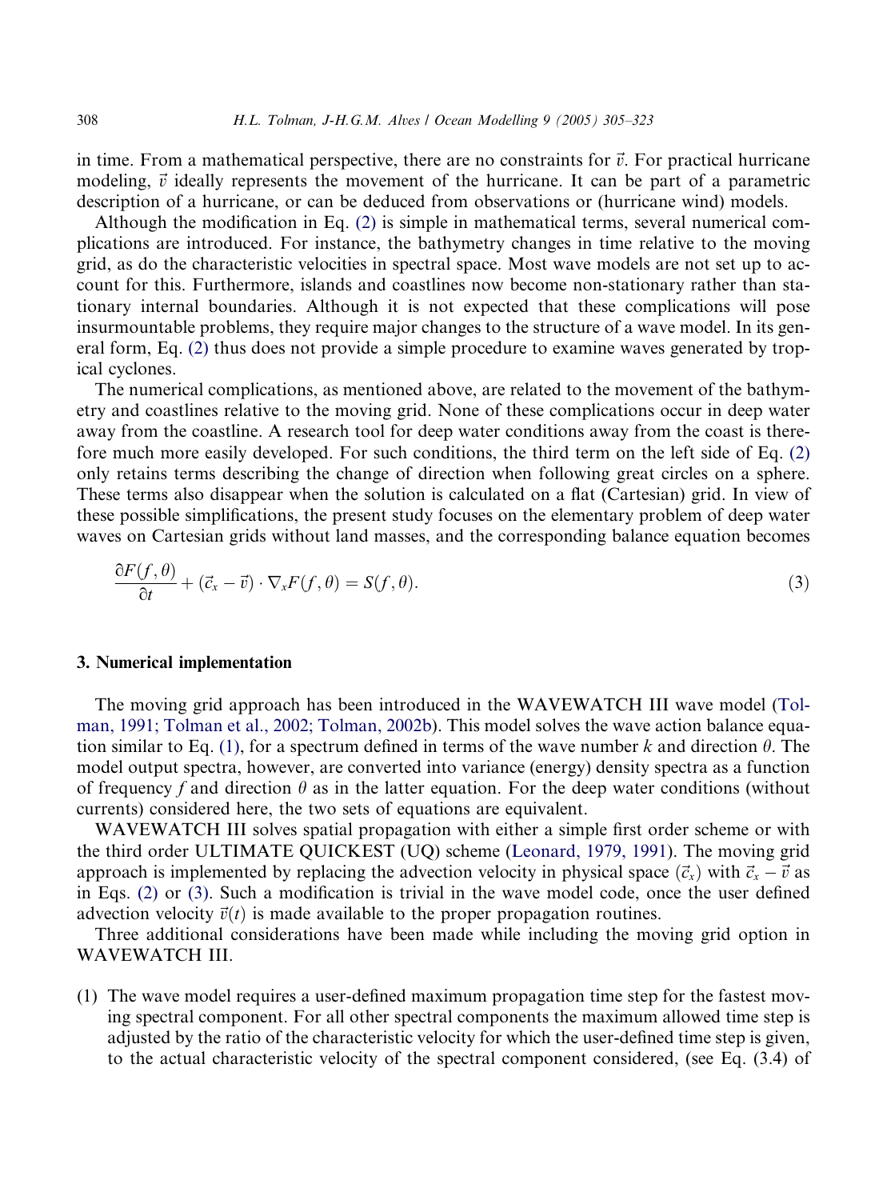in time. From a mathematical perspective, there are no constraints for $\vec{v}$. For practical hurricane modeling, $\vec{v}$ ideally represents the movement of the hurricane. It can be part of a parametric description of a hurricane, or can be deduced from observations or (hurricane wind) models.

Although the modification in Eq. (2) is simple in mathematical terms, several numerical complications are introduced. For instance, the bathymetry changes in time relative to the moving grid, as do the characteristic velocities in spectral space. Most wave models are not set up to account for this. Furthermore, islands and coastlines now become non-stationary rather than stationary internal boundaries. Although it is not expected that these complications will pose insurmountable problems, they require major changes to the structure of a wave model. In its general form, Eq. (2) thus does not provide a simple procedure to examine waves generated by tropical cyclones.

The numerical complications, as mentioned above, are related to the movement of the bathymetry and coastlines relative to the moving grid. None of these complications occur in deep water away from the coastline. A research tool for deep water conditions away from the coast is therefore much more easily developed. For such conditions, the third term on the left side of Eq. (2) only retains terms describing the change of direction when following great circles on a sphere. These terms also disappear when the solution is calculated on a flat (Cartesian) grid. In view of these possible simplifications, the present study focuses on the elementary problem of deep water waves on Cartesian grids without land masses, and the corresponding balance equation becomes

$$\frac{\partial F(f,\theta)}{\partial t} + (\vec{c}_x - \vec{v}) \cdot \nabla_x F(f,\theta) = S(f,\theta). \tag{3}$$

## 3. Numerical implementation

The moving grid approach has been introduced in the WAVEWATCH III wave model (Tolman, 1991; Tolman et al., 2002; Tolman, 2002b). This model solves the wave action balance equation similar to Eq. (1), for a spectrum defined in terms of the wave number $k$ and direction $\theta$. The model output spectra, however, are converted into variance (energy) density spectra as a function of frequency $f$ and direction $\theta$ as in the latter equation. For the deep water conditions (without currents) considered here, the two sets of equations are equivalent.

WAVEWATCH III solves spatial propagation with either a simple first order scheme or with the third order ULTIMATE QUICKEST (UQ) scheme (Leonard, 1979, 1991). The moving grid approach is implemented by replacing the advection velocity in physical space ($\vec{c}_x$) with $\vec{c}_x - \vec{v}$ as in Eqs. (2) or (3). Such a modification is trivial in the wave model code, once the user defined advection velocity $\vec{v}(t)$ is made available to the proper propagation routines.

Three additional considerations have been made while including the moving grid option in WAVEWATCH III.

(1) The wave model requires a user-defined maximum propagation time step for the fastest moving spectral component. For all other spectral components the maximum allowed time step is adjusted by the ratio of the characteristic velocity for which the user-defined time step is given, to the actual characteristic velocity of the spectral component considered, (see Eq. (3.4) of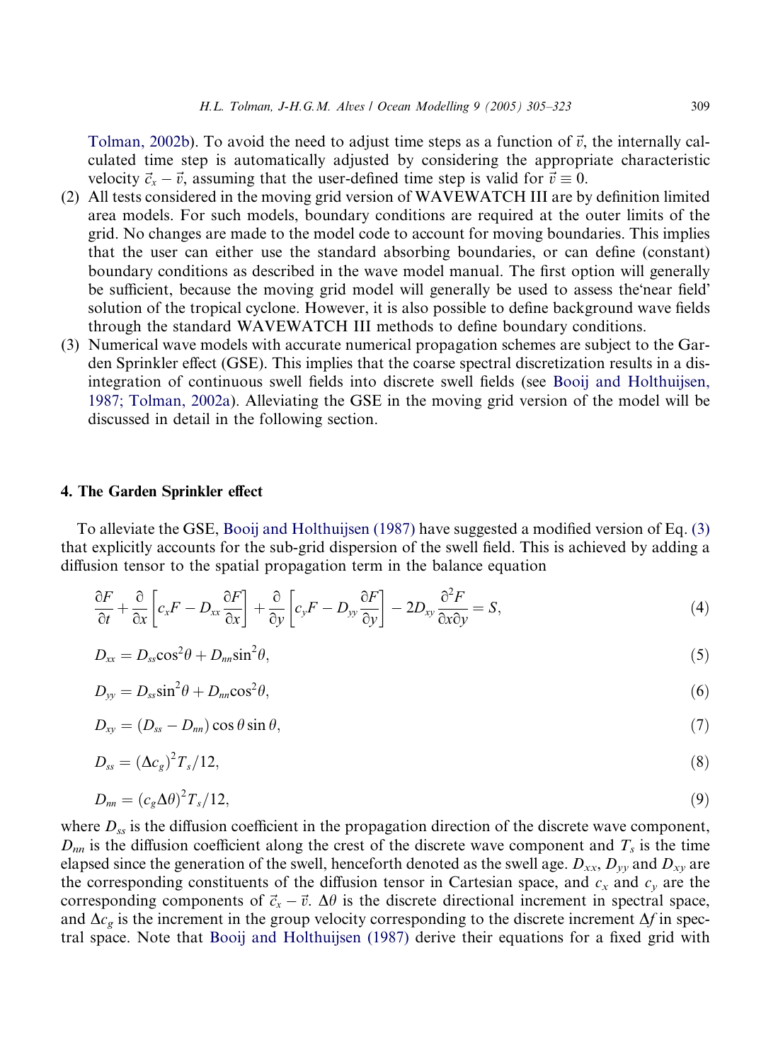Tolman, 2002b). To avoid the need to adjust time steps as a function of $\vec{v}$, the internally calculated time step is automatically adjusted by considering the appropriate characteristic velocity $\vec{c}_x - \vec{v}$, assuming that the user-defined time step is valid for $\vec{v} \equiv 0$.

(2) All tests considered in the moving grid version of WAVEWATCH III are by definition limited area models. For such models, boundary conditions are required at the outer limits of the grid. No changes are made to the model code to account for moving boundaries. This implies that the user can either use the standard absorbing boundaries, or can define (constant) boundary conditions as described in the wave model manual. The first option will generally be sufficient, because the moving grid model will generally be used to assess the'near field' solution of the tropical cyclone. However, it is also possible to define background wave fields through the standard WAVEWATCH III methods to define boundary conditions.

(3) Numerical wave models with accurate numerical propagation schemes are subject to the Garden Sprinkler effect (GSE). This implies that the coarse spectral discretization results in a disintegration of continuous swell fields into discrete swell fields (see Booij and Holthuijsen, 1987; Tolman, 2002a). Alleviating the GSE in the moving grid version of the model will be discussed in detail in the following section.

## 4. The Garden Sprinkler effect

To alleviate the GSE, Booij and Holthuijsen (1987) have suggested a modified version of Eq. (3) that explicitly accounts for the sub-grid dispersion of the swell field. This is achieved by adding a diffusion tensor to the spatial propagation term in the balance equation

$$\frac{\partial F}{\partial t} + \frac{\partial}{\partial x}\left[c_x F - D_{xx}\frac{\partial F}{\partial x}\right] + \frac{\partial}{\partial y}\left[c_y F - D_{yy}\frac{\partial F}{\partial y}\right] - 2D_{xy}\frac{\partial^2 F}{\partial x \partial y} = S, \tag{4}$$

$$D_{xx} = D_{ss}\cos^2\theta + D_{nn}\sin^2\theta, \tag{5}$$

$$D_{yy} = D_{ss}\sin^2\theta + D_{nn}\cos^2\theta, \tag{6}$$

$$D_{xy} = (D_{ss} - D_{nn})\cos\theta\sin\theta, \tag{7}$$

$$D_{ss} = (\Delta c_g)^2 T_s/12, \tag{8}$$

$$D_{nn} = (c_g \Delta\theta)^2 T_s/12, \tag{9}$$

where $D_{ss}$ is the diffusion coefficient in the propagation direction of the discrete wave component, $D_{nn}$ is the diffusion coefficient along the crest of the discrete wave component and $T_s$ is the time elapsed since the generation of the swell, henceforth denoted as the swell age. $D_{xx}$, $D_{yy}$ and $D_{xy}$ are the corresponding constituents of the diffusion tensor in Cartesian space, and $c_x$ and $c_y$ are the corresponding components of $\vec{c}_x - \vec{v}$. $\Delta\theta$ is the discrete directional increment in spectral space, and $\Delta c_g$ is the increment in the group velocity corresponding to the discrete increment $\Delta f$ in spectral space. Note that Booij and Holthuijsen (1987) derive their equations for a fixed grid with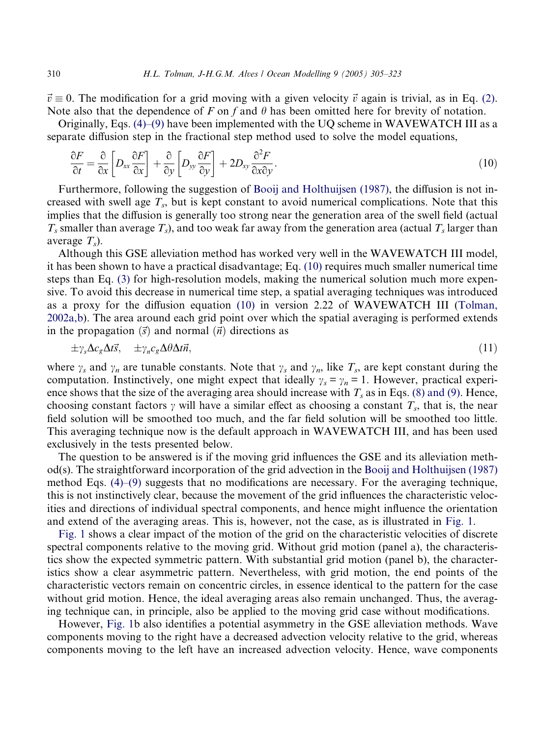$\vec{v} \equiv 0$. The modification for a grid moving with a given velocity $\vec{v}$ again is trivial, as in Eq. (2). Note also that the dependence of $F$ on $f$ and $\theta$ has been omitted here for brevity of notation.

Originally, Eqs. (4)–(9) have been implemented with the UQ scheme in WAVEWATCH III as a separate diffusion step in the fractional step method used to solve the model equations,

$$\frac{\partial F}{\partial t} = \frac{\partial}{\partial x}\left[D_{xx}\frac{\partial F}{\partial x}\right] + \frac{\partial}{\partial y}\left[D_{yy}\frac{\partial F}{\partial y}\right] + 2D_{xy}\frac{\partial^2 F}{\partial x \partial y}. \tag{10}$$

Furthermore, following the suggestion of Booij and Holthuijsen (1987), the diffusion is not increased with swell age $T_s$, but is kept constant to avoid numerical complications. Note that this implies that the diffusion is generally too strong near the generation area of the swell field (actual $T_s$ smaller than average $T_s$), and too weak far away from the generation area (actual $T_s$ larger than average $T_s$).

Although this GSE alleviation method has worked very well in the WAVEWATCH III model, it has been shown to have a practical disadvantage; Eq. (10) requires much smaller numerical time steps than Eq. (3) for high-resolution models, making the numerical solution much more expensive. To avoid this decrease in numerical time step, a spatial averaging techniques was introduced as a proxy for the diffusion equation (10) in version 2.22 of WAVEWATCH III (Tolman, 2002a,b). The area around each grid point over which the spatial averaging is performed extends in the propagation ($\vec{s}$) and normal ($\vec{n}$) directions as

$$\pm\gamma_s \Delta c_g \Delta t \vec{s}, \quad \pm\gamma_n c_g \Delta\theta \Delta t \vec{n}, \tag{11}$$

where $\gamma_s$ and $\gamma_n$ are tunable constants. Note that $\gamma_s$ and $\gamma_n$, like $T_s$, are kept constant during the computation. Instinctively, one might expect that ideally $\gamma_s = \gamma_n = 1$. However, practical experience shows that the size of the averaging area should increase with $T_s$ as in Eqs. (8) and (9). Hence, choosing constant factors $\gamma$ will have a similar effect as choosing a constant $T_s$, that is, the near field solution will be smoothed too much, and the far field solution will be smoothed too little. This averaging technique now is the default approach in WAVEWATCH III, and has been used exclusively in the tests presented below.

The question to be answered is if the moving grid influences the GSE and its alleviation method(s). The straightforward incorporation of the grid advection in the Booij and Holthuijsen (1987) method Eqs. (4)–(9) suggests that no modifications are necessary. For the averaging technique, this is not instinctively clear, because the movement of the grid influences the characteristic velocities and directions of individual spectral components, and hence might influence the orientation and extend of the averaging areas. This is, however, not the case, as is illustrated in Fig. 1.

Fig. 1 shows a clear impact of the motion of the grid on the characteristic velocities of discrete spectral components relative to the moving grid. Without grid motion (panel a), the characteristics show the expected symmetric pattern. With substantial grid motion (panel b), the characteristics show a clear asymmetric pattern. Nevertheless, with grid motion, the end points of the characteristic vectors remain on concentric circles, in essence identical to the pattern for the case without grid motion. Hence, the ideal averaging areas also remain unchanged. Thus, the averaging technique can, in principle, also be applied to the moving grid case without modifications.

However, Fig. 1b also identifies a potential asymmetry in the GSE alleviation methods. Wave components moving to the right have a decreased advection velocity relative to the grid, whereas components moving to the left have an increased advection velocity. Hence, wave components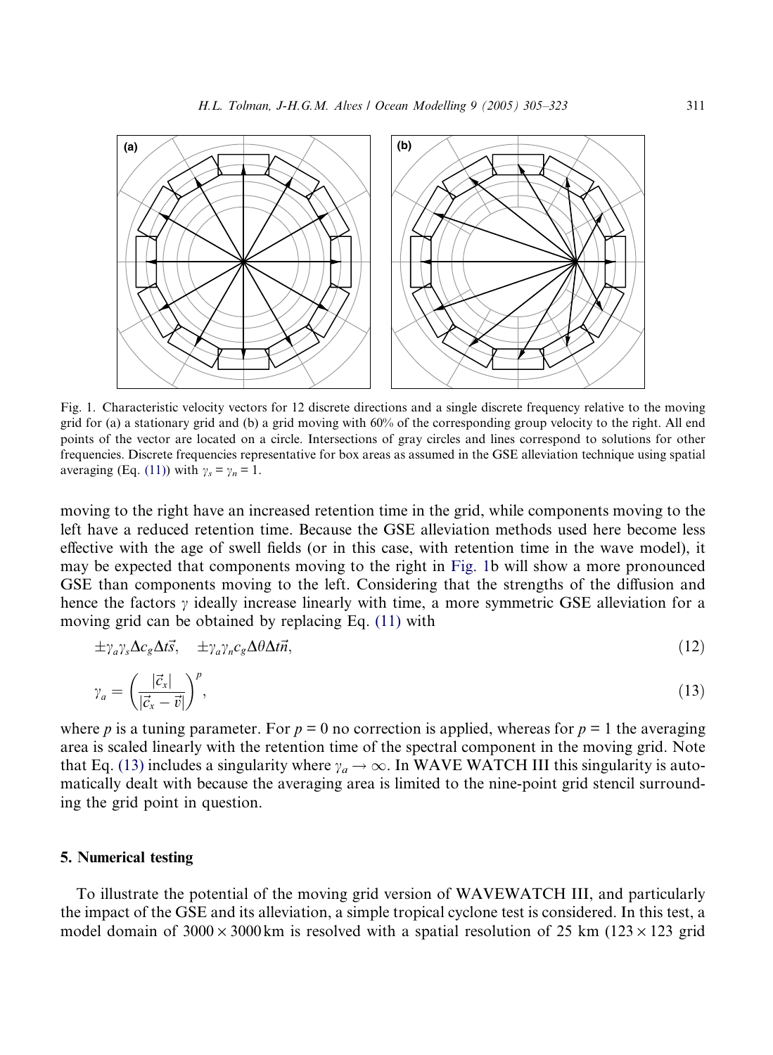Fig. 1. Characteristic velocity vectors for 12 discrete directions and a single discrete frequency relative to the moving grid for (a) a stationary grid and (b) a grid moving with 60% of the corresponding group velocity to the right. All end points of the vector are located on a circle. Intersections of gray circles and lines correspond to solutions for other frequencies. Discrete frequencies representative for box areas as assumed in the GSE alleviation technique using spatial averaging (Eq. (11)) with $\gamma_s = \gamma_n = 1$.

moving to the right have an increased retention time in the grid, while components moving to the left have a reduced retention time. Because the GSE alleviation methods used here become less effective with the age of swell fields (or in this case, with retention time in the wave model), it may be expected that components moving to the right in Fig. 1b will show a more pronounced GSE than components moving to the left. Considering that the strengths of the diffusion and hence the factors $\gamma$ ideally increase linearly with time, a more symmetric GSE alleviation for a moving grid can be obtained by replacing Eq. (11) with

$$\pm\gamma_a\gamma_s\Delta c_g\Delta t\vec{s}, \quad \pm\gamma_a\gamma_n c_g\Delta\theta\Delta t\vec{n}, \tag{12}$$

$$\gamma_a = \left(\frac{|\vec{c}_x|}{|\vec{c}_x - \vec{v}|}\right)^p, \tag{13}$$

where $p$ is a tuning parameter. For $p = 0$ no correction is applied, whereas for $p = 1$ the averaging area is scaled linearly with the retention time of the spectral component in the moving grid. Note that Eq. (13) includes a singularity where $\gamma_a \to \infty$. In WAVE WATCH III this singularity is automatically dealt with because the averaging area is limited to the nine-point grid stencil surrounding the grid point in question.

## 5. Numerical testing

To illustrate the potential of the moving grid version of WAVEWATCH III, and particularly the impact of the GSE and its alleviation, a simple tropical cyclone test is considered. In this test, a model domain of $3000 \times 3000$ km is resolved with a spatial resolution of 25 km ($123 \times 123$ grid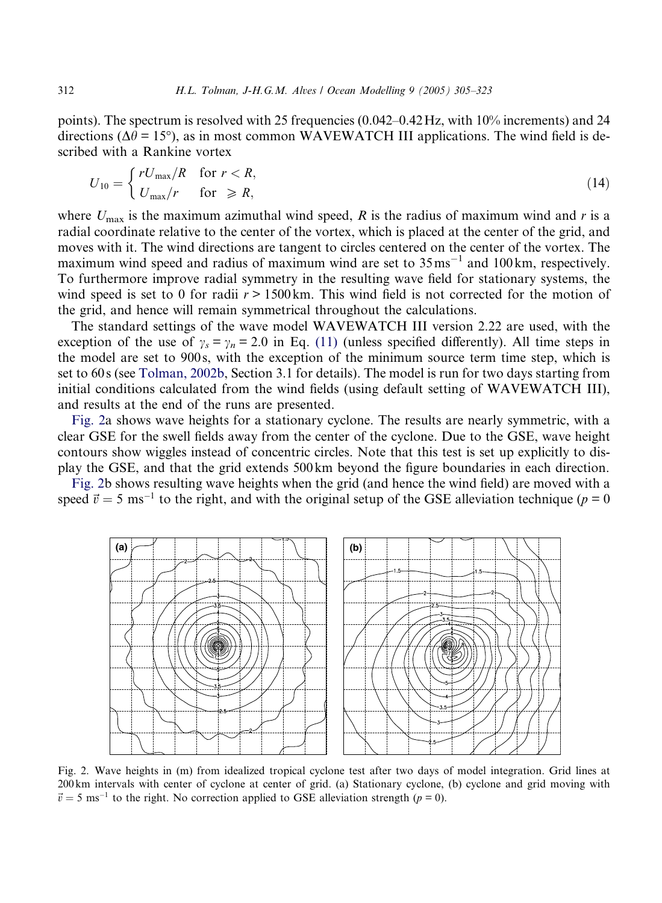points). The spectrum is resolved with 25 frequencies (0.042–0.42 Hz, with 10% increments) and 24 directions ($\Delta\theta = 15°$), as in most common WAVEWATCH III applications. The wind field is described with a Rankine vortex

$$U_{10} = \begin{cases} rU_{\max}/R & \text{for } r < R, \\ U_{\max}/r & \text{for } \geqslant R, \end{cases} \tag{14}$$

where $U_{\max}$ is the maximum azimuthal wind speed, $R$ is the radius of maximum wind and $r$ is a radial coordinate relative to the center of the vortex, which is placed at the center of the grid, and moves with it. The wind directions are tangent to circles centered on the center of the vortex. The maximum wind speed and radius of maximum wind are set to $35\,\text{ms}^{-1}$ and 100 km, respectively. To furthermore improve radial symmetry in the resulting wave field for stationary systems, the wind speed is set to 0 for radii $r > 1500$ km. This wind field is not corrected for the motion of the grid, and hence will remain symmetrical throughout the calculations.

The standard settings of the wave model WAVEWATCH III version 2.22 are used, with the exception of the use of $\gamma_s = \gamma_n = 2.0$ in Eq. (11) (unless specified differently). All time steps in the model are set to 900 s, with the exception of the minimum source term time step, which is set to 60 s (see Tolman, 2002b, Section 3.1 for details). The model is run for two days starting from initial conditions calculated from the wind fields (using default setting of WAVEWATCH III), and results at the end of the runs are presented.

Fig. 2a shows wave heights for a stationary cyclone. The results are nearly symmetric, with a clear GSE for the swell fields away from the center of the cyclone. Due to the GSE, wave height contours show wiggles instead of concentric circles. Note that this test is set up explicitly to display the GSE, and that the grid extends 500 km beyond the figure boundaries in each direction.

Fig. 2b shows resulting wave heights when the grid (and hence the wind field) are moved with a speed $\vec{v} = 5\ \text{ms}^{-1}$ to the right, and with the original setup of the GSE alleviation technique ($p = 0$

Fig. 2. Wave heights in (m) from idealized tropical cyclone test after two days of model integration. Grid lines at 200 km intervals with center of cyclone at center of grid. (a) Stationary cyclone, (b) cyclone and grid moving with $\vec{v} = 5\ \text{ms}^{-1}$ to the right. No correction applied to GSE alleviation strength ($p = 0$).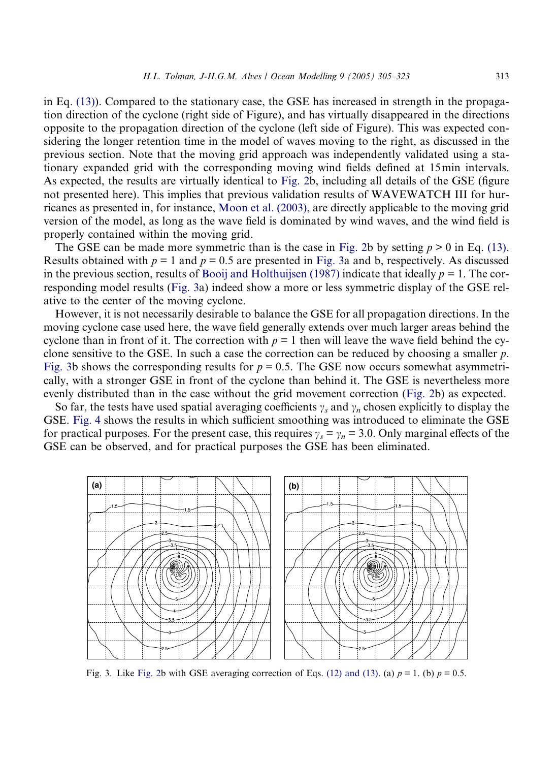in Eq. (13)). Compared to the stationary case, the GSE has increased in strength in the propagation direction of the cyclone (right side of Figure), and has virtually disappeared in the directions opposite to the propagation direction of the cyclone (left side of Figure). This was expected considering the longer retention time in the model of waves moving to the right, as discussed in the previous section. Note that the moving grid approach was independently validated using a stationary expanded grid with the corresponding moving wind fields defined at 15 min intervals. As expected, the results are virtually identical to Fig. 2b, including all details of the GSE (figure not presented here). This implies that previous validation results of WAVEWATCH III for hurricanes as presented in, for instance, Moon et al. (2003), are directly applicable to the moving grid version of the model, as long as the wave field is dominated by wind waves, and the wind field is properly contained within the moving grid.

The GSE can be made more symmetric than is the case in Fig. 2b by setting $p > 0$ in Eq. (13). Results obtained with $p = 1$ and $p = 0.5$ are presented in Fig. 3a and b, respectively. As discussed in the previous section, results of Booij and Holthuijsen (1987) indicate that ideally $p = 1$. The corresponding model results (Fig. 3a) indeed show a more or less symmetric display of the GSE relative to the center of the moving cyclone.

However, it is not necessarily desirable to balance the GSE for all propagation directions. In the moving cyclone case used here, the wave field generally extends over much larger areas behind the cyclone than in front of it. The correction with $p = 1$ then will leave the wave field behind the cyclone sensitive to the GSE. In such a case the correction can be reduced by choosing a smaller $p$. Fig. 3b shows the corresponding results for $p = 0.5$. The GSE now occurs somewhat asymmetrically, with a stronger GSE in front of the cyclone than behind it. The GSE is nevertheless more evenly distributed than in the case without the grid movement correction (Fig. 2b) as expected.

So far, the tests have used spatial averaging coefficients $\gamma_s$ and $\gamma_n$ chosen explicitly to display the GSE. Fig. 4 shows the results in which sufficient smoothing was introduced to eliminate the GSE for practical purposes. For the present case, this requires $\gamma_s = \gamma_n = 3.0$. Only marginal effects of the GSE can be observed, and for practical purposes the GSE has been eliminated.

Fig. 3. Like Fig. 2b with GSE averaging correction of Eqs. (12) and (13). (a) $p = 1$. (b) $p = 0.5$.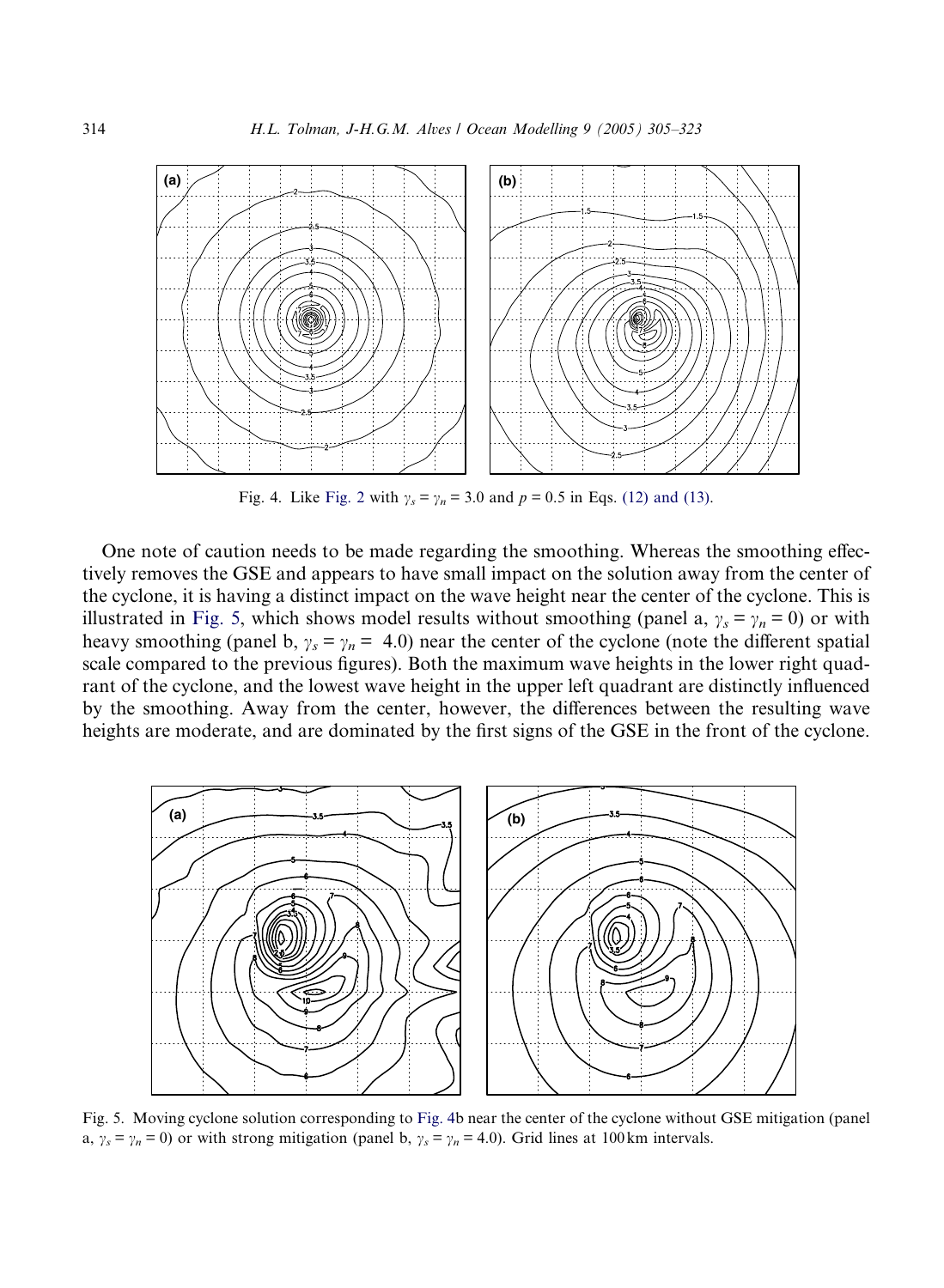Fig. 4. Like Fig. 2 with $\gamma_s = \gamma_n = 3.0$ and $p = 0.5$ in Eqs. (12) and (13).

One note of caution needs to be made regarding the smoothing. Whereas the smoothing effectively removes the GSE and appears to have small impact on the solution away from the center of the cyclone, it is having a distinct impact on the wave height near the center of the cyclone. This is illustrated in Fig. 5, which shows model results without smoothing (panel a, $\gamma_s = \gamma_n = 0$) or with heavy smoothing (panel b, $\gamma_s = \gamma_n = 4.0$) near the center of the cyclone (note the different spatial scale compared to the previous figures). Both the maximum wave heights in the lower right quadrant of the cyclone, and the lowest wave height in the upper left quadrant are distinctly influenced by the smoothing. Away from the center, however, the differences between the resulting wave heights are moderate, and are dominated by the first signs of the GSE in the front of the cyclone.

Fig. 5. Moving cyclone solution corresponding to Fig. 4b near the center of the cyclone without GSE mitigation (panel a, $\gamma_s = \gamma_n = 0$) or with strong mitigation (panel b, $\gamma_s = \gamma_n = 4.0$). Grid lines at 100 km intervals.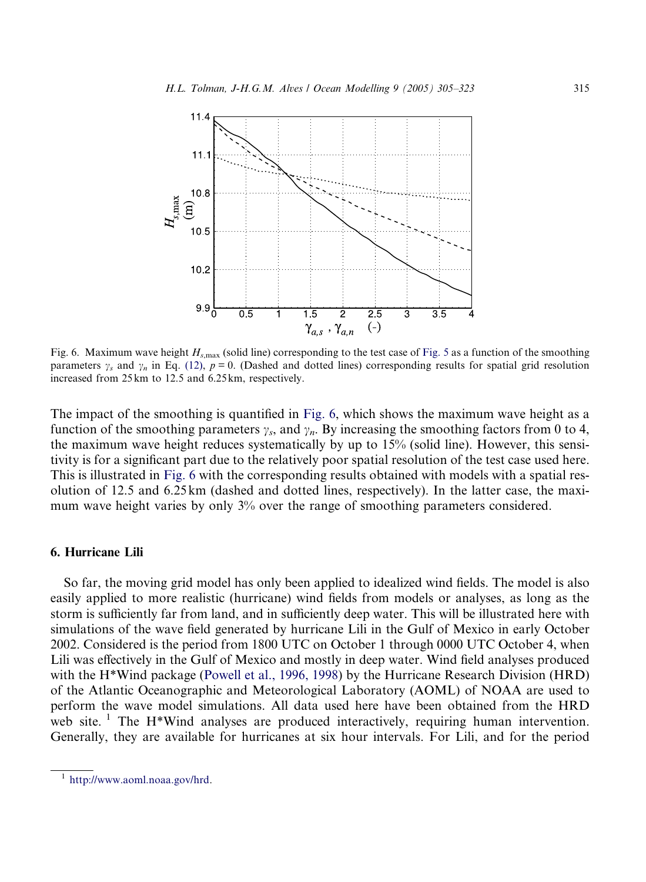Fig. 6. Maximum wave height $H_{s,\max}$ (solid line) corresponding to the test case of Fig. 5 as a function of the smoothing parameters $\gamma_s$ and $\gamma_n$ in Eq. (12), $p = 0$. (Dashed and dotted lines) corresponding results for spatial grid resolution increased from 25 km to 12.5 and 6.25 km, respectively.

The impact of the smoothing is quantified in Fig. 6, which shows the maximum wave height as a function of the smoothing parameters $\gamma_s$, and $\gamma_n$. By increasing the smoothing factors from 0 to 4, the maximum wave height reduces systematically by up to 15% (solid line). However, this sensitivity is for a significant part due to the relatively poor spatial resolution of the test case used here. This is illustrated in Fig. 6 with the corresponding results obtained with models with a spatial resolution of 12.5 and 6.25 km (dashed and dotted lines, respectively). In the latter case, the maximum wave height varies by only 3% over the range of smoothing parameters considered.

## 6. Hurricane Lili

So far, the moving grid model has only been applied to idealized wind fields. The model is also easily applied to more realistic (hurricane) wind fields from models or analyses, as long as the storm is sufficiently far from land, and in sufficiently deep water. This will be illustrated here with simulations of the wave field generated by hurricane Lili in the Gulf of Mexico in early October 2002. Considered is the period from 1800 UTC on October 1 through 0000 UTC October 4, when Lili was effectively in the Gulf of Mexico and mostly in deep water. Wind field analyses produced with the H*Wind package (Powell et al., 1996, 1998) by the Hurricane Research Division (HRD) of the Atlantic Oceanographic and Meteorological Laboratory (AOML) of NOAA are used to perform the wave model simulations. All data used here have been obtained from the HRD web site. [1] The H*Wind analyses are produced interactively, requiring human intervention. Generally, they are available for hurricanes at six hour intervals. For Lili, and for the period

[1] http://www.aoml.noaa.gov/hrd.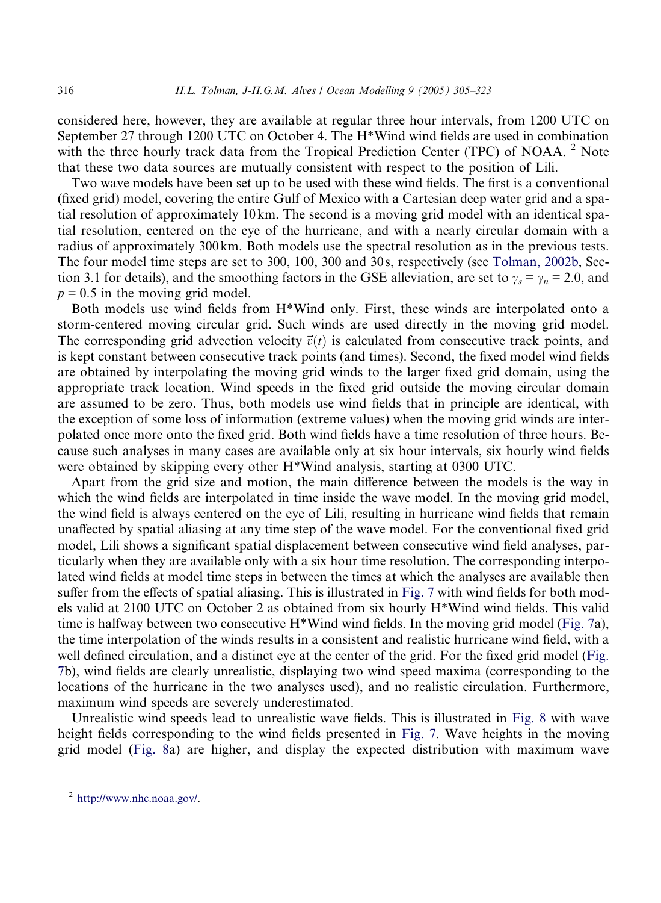considered here, however, they are available at regular three hour intervals, from 1200 UTC on September 27 through 1200 UTC on October 4. The H*Wind wind fields are used in combination with the three hourly track data from the Tropical Prediction Center (TPC) of NOAA. [2] Note that these two data sources are mutually consistent with respect to the position of Lili.

Two wave models have been set up to be used with these wind fields. The first is a conventional (fixed grid) model, covering the entire Gulf of Mexico with a Cartesian deep water grid and a spatial resolution of approximately 10 km. The second is a moving grid model with an identical spatial resolution, centered on the eye of the hurricane, and with a nearly circular domain with a radius of approximately 300 km. Both models use the spectral resolution as in the previous tests. The four model time steps are set to 300, 100, 300 and 30 s, respectively (see Tolman, 2002b, Section 3.1 for details), and the smoothing factors in the GSE alleviation, are set to $\gamma_s = \gamma_n = 2.0$, and $p = 0.5$ in the moving grid model.

Both models use wind fields from H*Wind only. First, these winds are interpolated onto a storm-centered moving circular grid. Such winds are used directly in the moving grid model. The corresponding grid advection velocity $\vec{v}(t)$ is calculated from consecutive track points, and is kept constant between consecutive track points (and times). Second, the fixed model wind fields are obtained by interpolating the moving grid winds to the larger fixed grid domain, using the appropriate track location. Wind speeds in the fixed grid outside the moving circular domain are assumed to be zero. Thus, both models use wind fields that in principle are identical, with the exception of some loss of information (extreme values) when the moving grid winds are interpolated once more onto the fixed grid. Both wind fields have a time resolution of three hours. Because such analyses in many cases are available only at six hour intervals, six hourly wind fields were obtained by skipping every other H*Wind analysis, starting at 0300 UTC.

Apart from the grid size and motion, the main difference between the models is the way in which the wind fields are interpolated in time inside the wave model. In the moving grid model, the wind field is always centered on the eye of Lili, resulting in hurricane wind fields that remain unaffected by spatial aliasing at any time step of the wave model. For the conventional fixed grid model, Lili shows a significant spatial displacement between consecutive wind field analyses, particularly when they are available only with a six hour time resolution. The corresponding interpolated wind fields at model time steps in between the times at which the analyses are available then suffer from the effects of spatial aliasing. This is illustrated in Fig. 7 with wind fields for both models valid at 2100 UTC on October 2 as obtained from six hourly H*Wind wind fields. This valid time is halfway between two consecutive H*Wind wind fields. In the moving grid model (Fig. 7a), the time interpolation of the winds results in a consistent and realistic hurricane wind field, with a well defined circulation, and a distinct eye at the center of the grid. For the fixed grid model (Fig. 7b), wind fields are clearly unrealistic, displaying two wind speed maxima (corresponding to the locations of the hurricane in the two analyses used), and no realistic circulation. Furthermore, maximum wind speeds are severely underestimated.

Unrealistic wind speeds lead to unrealistic wave fields. This is illustrated in Fig. 8 with wave height fields corresponding to the wind fields presented in Fig. 7. Wave heights in the moving grid model (Fig. 8a) are higher, and display the expected distribution with maximum wave

[2] http://www.nhc.noaa.gov/.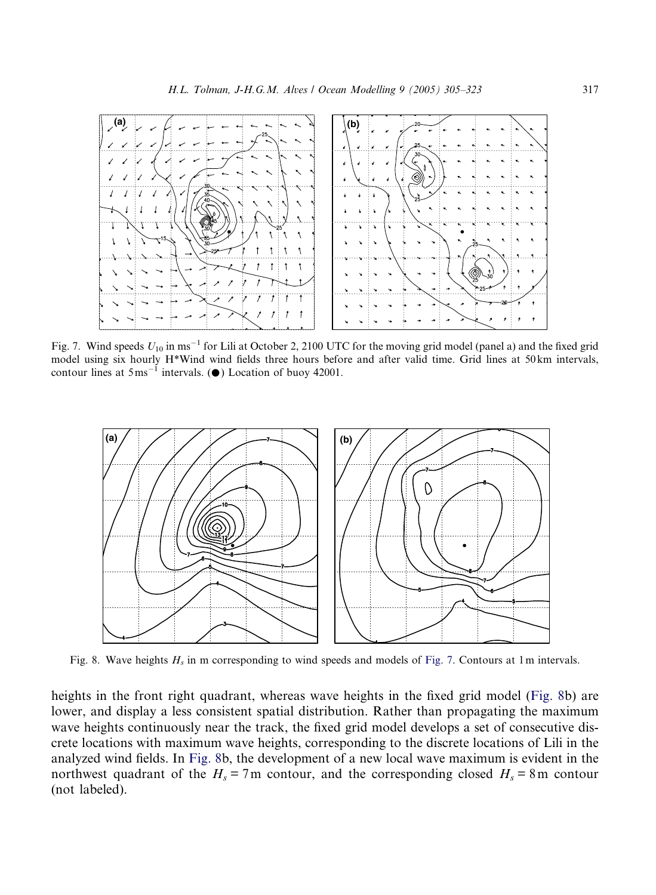Fig. 7. Wind speeds $U_{10}$ in $\mathrm{ms}^{-1}$ for Lili at October 2, 2100 UTC for the moving grid model (panel a) and the fixed grid model using six hourly H*Wind wind fields three hours before and after valid time. Grid lines at 50 km intervals, contour lines at $5\,\mathrm{ms}^{-1}$ intervals. (●) Location of buoy 42001.

Fig. 8. Wave heights $H_s$ in m corresponding to wind speeds and models of Fig. 7. Contours at 1 m intervals.

heights in the front right quadrant, whereas wave heights in the fixed grid model (Fig. 8b) are lower, and display a less consistent spatial distribution. Rather than propagating the maximum wave heights continuously near the track, the fixed grid model develops a set of consecutive discrete locations with maximum wave heights, corresponding to the discrete locations of Lili in the analyzed wind fields. In Fig. 8b, the development of a new local wave maximum is evident in the northwest quadrant of the $H_s = 7$ m contour, and the corresponding closed $H_s = 8$ m contour (not labeled).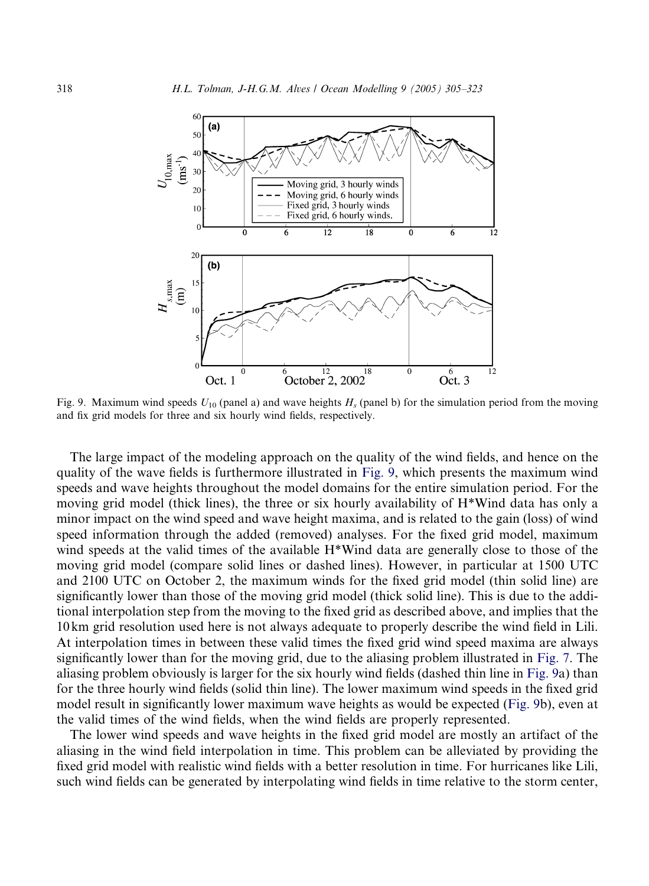Fig. 9. Maximum wind speeds $U_{10}$ (panel a) and wave heights $H_s$ (panel b) for the simulation period from the moving and fix grid models for three and six hourly wind fields, respectively.

The large impact of the modeling approach on the quality of the wind fields, and hence on the quality of the wave fields is furthermore illustrated in Fig. 9, which presents the maximum wind speeds and wave heights throughout the model domains for the entire simulation period. For the moving grid model (thick lines), the three or six hourly availability of H*Wind data has only a minor impact on the wind speed and wave height maxima, and is related to the gain (loss) of wind speed information through the added (removed) analyses. For the fixed grid model, maximum wind speeds at the valid times of the available H*Wind data are generally close to those of the moving grid model (compare solid lines or dashed lines). However, in particular at 1500 UTC and 2100 UTC on October 2, the maximum winds for the fixed grid model (thin solid line) are significantly lower than those of the moving grid model (thick solid line). This is due to the additional interpolation step from the moving to the fixed grid as described above, and implies that the 10 km grid resolution used here is not always adequate to properly describe the wind field in Lili. At interpolation times in between these valid times the fixed grid wind speed maxima are always significantly lower than for the moving grid, due to the aliasing problem illustrated in Fig. 7. The aliasing problem obviously is larger for the six hourly wind fields (dashed thin line in Fig. 9a) than for the three hourly wind fields (solid thin line). The lower maximum wind speeds in the fixed grid model result in significantly lower maximum wave heights as would be expected (Fig. 9b), even at the valid times of the wind fields, when the wind fields are properly represented.

The lower wind speeds and wave heights in the fixed grid model are mostly an artifact of the aliasing in the wind field interpolation in time. This problem can be alleviated by providing the fixed grid model with realistic wind fields with a better resolution in time. For hurricanes like Lili, such wind fields can be generated by interpolating wind fields in time relative to the storm center,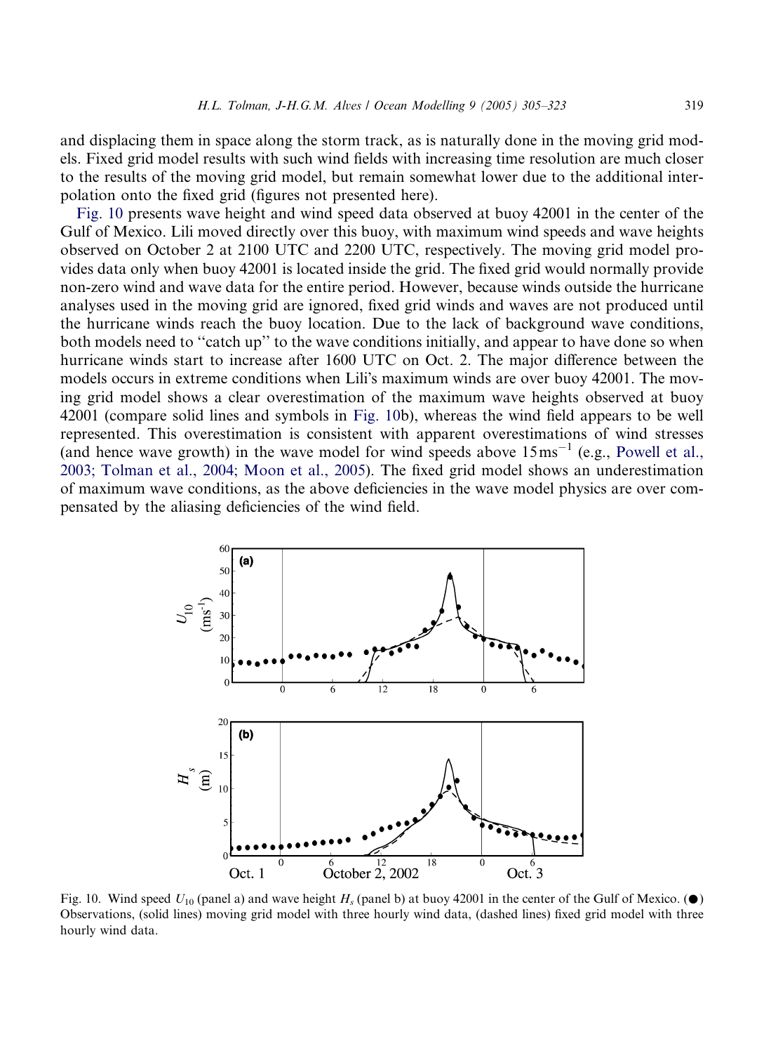and displacing them in space along the storm track, as is naturally done in the moving grid models. Fixed grid model results with such wind fields with increasing time resolution are much closer to the results of the moving grid model, but remain somewhat lower due to the additional interpolation onto the fixed grid (figures not presented here).

Fig. 10 presents wave height and wind speed data observed at buoy 42001 in the center of the Gulf of Mexico. Lili moved directly over this buoy, with maximum wind speeds and wave heights observed on October 2 at 2100 UTC and 2200 UTC, respectively. The moving grid model provides data only when buoy 42001 is located inside the grid. The fixed grid would normally provide non-zero wind and wave data for the entire period. However, because winds outside the hurricane analyses used in the moving grid are ignored, fixed grid winds and waves are not produced until the hurricane winds reach the buoy location. Due to the lack of background wave conditions, both models need to ''catch up'' to the wave conditions initially, and appear to have done so when hurricane winds start to increase after 1600 UTC on Oct. 2. The major difference between the models occurs in extreme conditions when Lili's maximum winds are over buoy 42001. The moving grid model shows a clear overestimation of the maximum wave heights observed at buoy 42001 (compare solid lines and symbols in Fig. 10b), whereas the wind field appears to be well represented. This overestimation is consistent with apparent overestimations of wind stresses (and hence wave growth) in the wave model for wind speeds above $15\,\mathrm{m\,s^{-1}}$ (e.g., Powell et al., 2003; Tolman et al., 2004; Moon et al., 2005). The fixed grid model shows an underestimation of maximum wave conditions, as the above deficiencies in the wave model physics are over compensated by the aliasing deficiencies of the wind field.

Fig. 10. Wind speed $U_{10}$ (panel a) and wave height $H_s$ (panel b) at buoy 42001 in the center of the Gulf of Mexico. (●) Observations, (solid lines) moving grid model with three hourly wind data, (dashed lines) fixed grid model with three hourly wind data.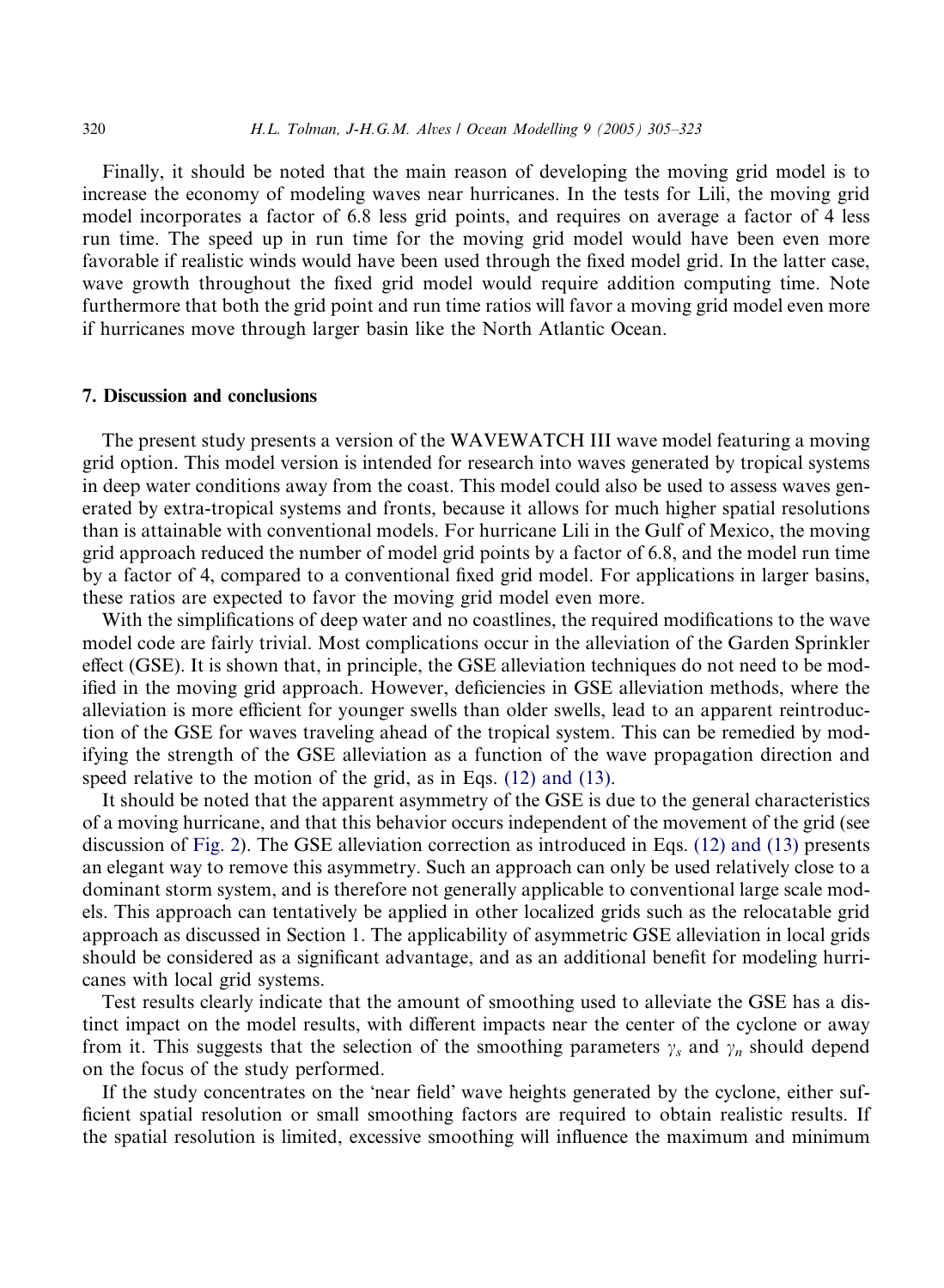Finally, it should be noted that the main reason of developing the moving grid model is to increase the economy of modeling waves near hurricanes. In the tests for Lili, the moving grid model incorporates a factor of 6.8 less grid points, and requires on average a factor of 4 less run time. The speed up in run time for the moving grid model would have been even more favorable if realistic winds would have been used through the fixed model grid. In the latter case, wave growth throughout the fixed grid model would require addition computing time. Note furthermore that both the grid point and run time ratios will favor a moving grid model even more if hurricanes move through larger basin like the North Atlantic Ocean.

## 7. Discussion and conclusions

The present study presents a version of the WAVEWATCH III wave model featuring a moving grid option. This model version is intended for research into waves generated by tropical systems in deep water conditions away from the coast. This model could also be used to assess waves generated by extra-tropical systems and fronts, because it allows for much higher spatial resolutions than is attainable with conventional models. For hurricane Lili in the Gulf of Mexico, the moving grid approach reduced the number of model grid points by a factor of 6.8, and the model run time by a factor of 4, compared to a conventional fixed grid model. For applications in larger basins, these ratios are expected to favor the moving grid model even more.

With the simplifications of deep water and no coastlines, the required modifications to the wave model code are fairly trivial. Most complications occur in the alleviation of the Garden Sprinkler effect (GSE). It is shown that, in principle, the GSE alleviation techniques do not need to be modified in the moving grid approach. However, deficiencies in GSE alleviation methods, where the alleviation is more efficient for younger swells than older swells, lead to an apparent reintroduction of the GSE for waves traveling ahead of the tropical system. This can be remedied by modifying the strength of the GSE alleviation as a function of the wave propagation direction and speed relative to the motion of the grid, as in Eqs. (12) and (13).

It should be noted that the apparent asymmetry of the GSE is due to the general characteristics of a moving hurricane, and that this behavior occurs independent of the movement of the grid (see discussion of Fig. 2). The GSE alleviation correction as introduced in Eqs. (12) and (13) presents an elegant way to remove this asymmetry. Such an approach can only be used relatively close to a dominant storm system, and is therefore not generally applicable to conventional large scale models. This approach can tentatively be applied in other localized grids such as the relocatable grid approach as discussed in Section 1. The applicability of asymmetric GSE alleviation in local grids should be considered as a significant advantage, and as an additional benefit for modeling hurricanes with local grid systems.

Test results clearly indicate that the amount of smoothing used to alleviate the GSE has a distinct impact on the model results, with different impacts near the center of the cyclone or away from it. This suggests that the selection of the smoothing parameters $\gamma_s$ and $\gamma_n$ should depend on the focus of the study performed.

If the study concentrates on the 'near field' wave heights generated by the cyclone, either sufficient spatial resolution or small smoothing factors are required to obtain realistic results. If the spatial resolution is limited, excessive smoothing will influence the maximum and minimum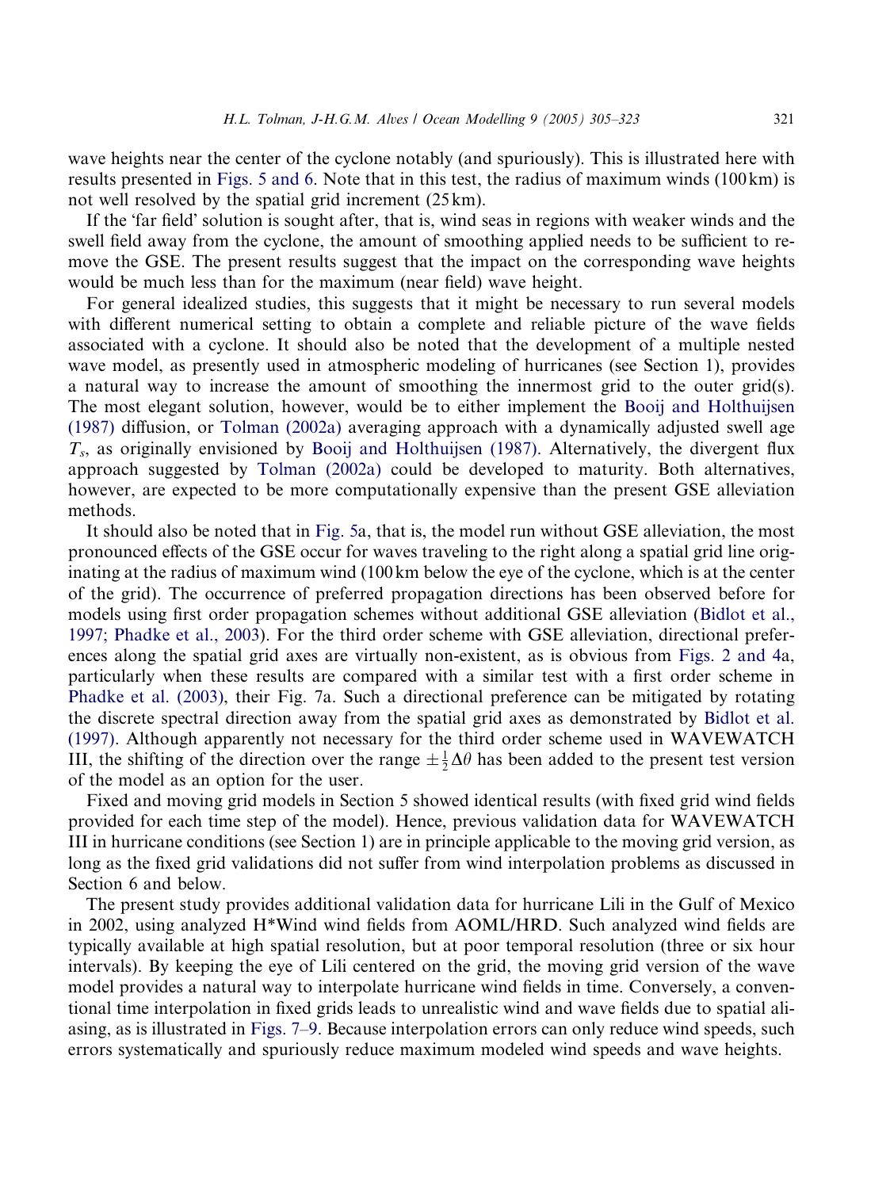wave heights near the center of the cyclone notably (and spuriously). This is illustrated here with results presented in Figs. 5 and 6. Note that in this test, the radius of maximum winds (100 km) is not well resolved by the spatial grid increment (25 km).

If the 'far field' solution is sought after, that is, wind seas in regions with weaker winds and the swell field away from the cyclone, the amount of smoothing applied needs to be sufficient to remove the GSE. The present results suggest that the impact on the corresponding wave heights would be much less than for the maximum (near field) wave height.

For general idealized studies, this suggests that it might be necessary to run several models with different numerical setting to obtain a complete and reliable picture of the wave fields associated with a cyclone. It should also be noted that the development of a multiple nested wave model, as presently used in atmospheric modeling of hurricanes (see Section 1), provides a natural way to increase the amount of smoothing the innermost grid to the outer grid(s). The most elegant solution, however, would be to either implement the Booij and Holthuijsen (1987) diffusion, or Tolman (2002a) averaging approach with a dynamically adjusted swell age $T_s$, as originally envisioned by Booij and Holthuijsen (1987). Alternatively, the divergent flux approach suggested by Tolman (2002a) could be developed to maturity. Both alternatives, however, are expected to be more computationally expensive than the present GSE alleviation methods.

It should also be noted that in Fig. 5a, that is, the model run without GSE alleviation, the most pronounced effects of the GSE occur for waves traveling to the right along a spatial grid line originating at the radius of maximum wind (100 km below the eye of the cyclone, which is at the center of the grid). The occurrence of preferred propagation directions has been observed before for models using first order propagation schemes without additional GSE alleviation (Bidlot et al., 1997; Phadke et al., 2003). For the third order scheme with GSE alleviation, directional preferences along the spatial grid axes are virtually non-existent, as is obvious from Figs. 2 and 4a, particularly when these results are compared with a similar test with a first order scheme in Phadke et al. (2003), their Fig. 7a. Such a directional preference can be mitigated by rotating the discrete spectral direction away from the spatial grid axes as demonstrated by Bidlot et al. (1997). Although apparently not necessary for the third order scheme used in WAVEWATCH III, the shifting of the direction over the range $\pm\frac{1}{2}\Delta\theta$ has been added to the present test version of the model as an option for the user.

Fixed and moving grid models in Section 5 showed identical results (with fixed grid wind fields provided for each time step of the model). Hence, previous validation data for WAVEWATCH III in hurricane conditions (see Section 1) are in principle applicable to the moving grid version, as long as the fixed grid validations did not suffer from wind interpolation problems as discussed in Section 6 and below.

The present study provides additional validation data for hurricane Lili in the Gulf of Mexico in 2002, using analyzed H*Wind wind fields from AOML/HRD. Such analyzed wind fields are typically available at high spatial resolution, but at poor temporal resolution (three or six hour intervals). By keeping the eye of Lili centered on the grid, the moving grid version of the wave model provides a natural way to interpolate hurricane wind fields in time. Conversely, a conventional time interpolation in fixed grids leads to unrealistic wind and wave fields due to spatial aliasing, as is illustrated in Figs. 7–9. Because interpolation errors can only reduce wind speeds, such errors systematically and spuriously reduce maximum modeled wind speeds and wave heights.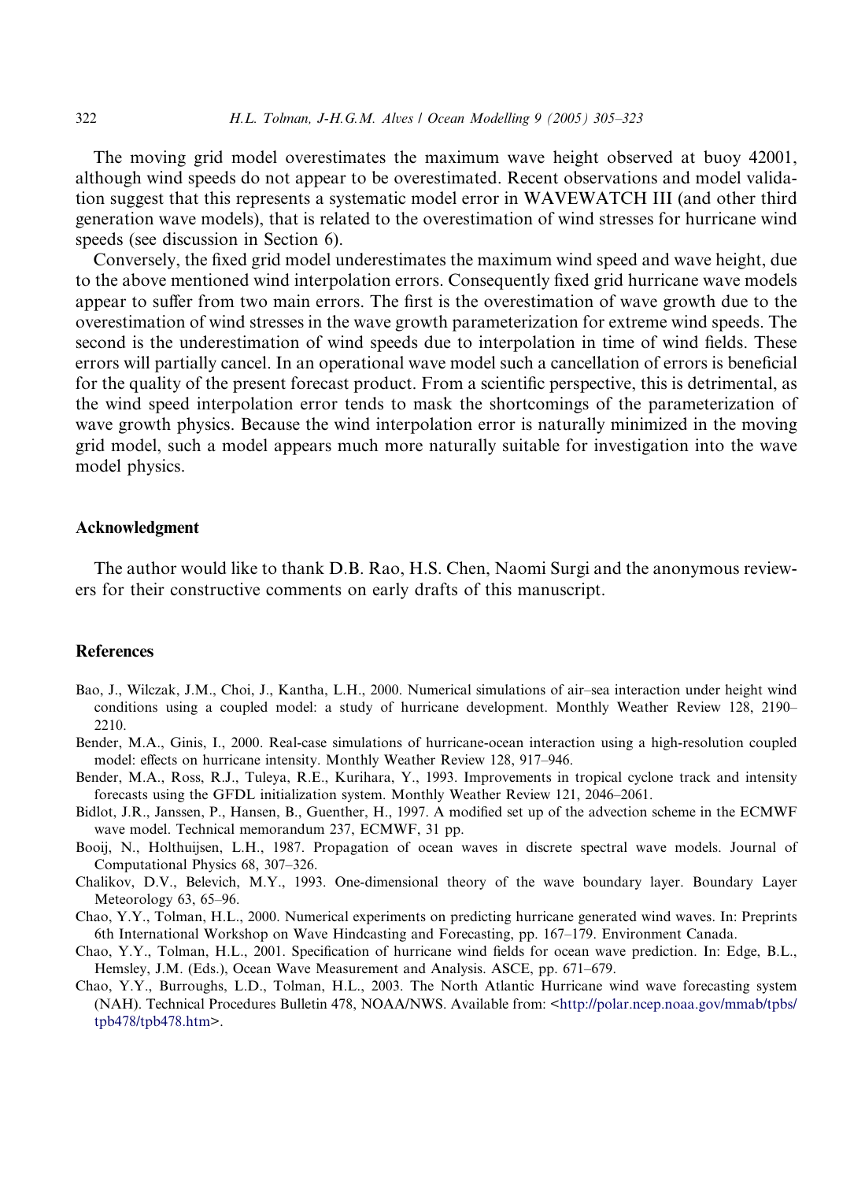The moving grid model overestimates the maximum wave height observed at buoy 42001, although wind speeds do not appear to be overestimated. Recent observations and model validation suggest that this represents a systematic model error in WAVEWATCH III (and other third generation wave models), that is related to the overestimation of wind stresses for hurricane wind speeds (see discussion in Section 6).

Conversely, the fixed grid model underestimates the maximum wind speed and wave height, due to the above mentioned wind interpolation errors. Consequently fixed grid hurricane wave models appear to suffer from two main errors. The first is the overestimation of wave growth due to the overestimation of wind stresses in the wave growth parameterization for extreme wind speeds. The second is the underestimation of wind speeds due to interpolation in time of wind fields. These errors will partially cancel. In an operational wave model such a cancellation of errors is beneficial for the quality of the present forecast product. From a scientific perspective, this is detrimental, as the wind speed interpolation error tends to mask the shortcomings of the parameterization of wave growth physics. Because the wind interpolation error is naturally minimized in the moving grid model, such a model appears much more naturally suitable for investigation into the wave model physics.

## Acknowledgment

The author would like to thank D.B. Rao, H.S. Chen, Naomi Surgi and the anonymous reviewers for their constructive comments on early drafts of this manuscript.

## References

Bao, J., Wilczak, J.M., Choi, J., Kantha, L.H., 2000. Numerical simulations of air–sea interaction under height wind conditions using a coupled model: a study of hurricane development. Monthly Weather Review 128, 2190–2210.

Bender, M.A., Ginis, I., 2000. Real-case simulations of hurricane-ocean interaction using a high-resolution coupled model: effects on hurricane intensity. Monthly Weather Review 128, 917–946.

Bender, M.A., Ross, R.J., Tuleya, R.E., Kurihara, Y., 1993. Improvements in tropical cyclone track and intensity forecasts using the GFDL initialization system. Monthly Weather Review 121, 2046–2061.

Bidlot, J.R., Janssen, P., Hansen, B., Guenther, H., 1997. A modified set up of the advection scheme in the ECMWF wave model. Technical memorandum 237, ECMWF, 31 pp.

Booij, N., Holthuijsen, L.H., 1987. Propagation of ocean waves in discrete spectral wave models. Journal of Computational Physics 68, 307–326.

Chalikov, D.V., Belevich, M.Y., 1993. One-dimensional theory of the wave boundary layer. Boundary Layer Meteorology 63, 65–96.

Chao, Y.Y., Tolman, H.L., 2000. Numerical experiments on predicting hurricane generated wind waves. In: Preprints 6th International Workshop on Wave Hindcasting and Forecasting, pp. 167–179. Environment Canada.

Chao, Y.Y., Tolman, H.L., 2001. Specification of hurricane wind fields for ocean wave prediction. In: Edge, B.L., Hemsley, J.M. (Eds.), Ocean Wave Measurement and Analysis. ASCE, pp. 671–679.

Chao, Y.Y., Burroughs, L.D., Tolman, H.L., 2003. The North Atlantic Hurricane wind wave forecasting system (NAH). Technical Procedures Bulletin 478, NOAA/NWS. Available from: <http://polar.ncep.noaa.gov/mmab/tpbs/tpb478/tpb478.htm>.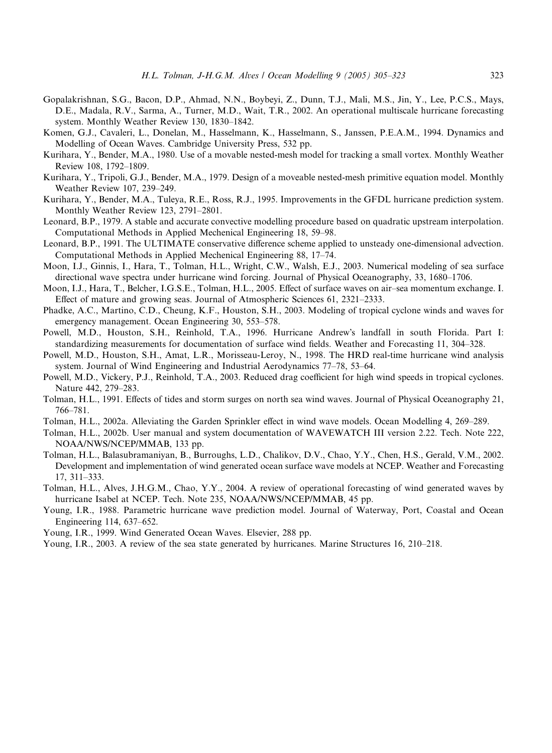Gopalakrishnan, S.G., Bacon, D.P., Ahmad, N.N., Boybeyi, Z., Dunn, T.J., Mali, M.S., Jin, Y., Lee, P.C.S., Mays, D.E., Madala, R.V., Sarma, A., Turner, M.D., Wait, T.R., 2002. An operational multiscale hurricane forecasting system. Monthly Weather Review 130, 1830–1842.

Komen, G.J., Cavaleri, L., Donelan, M., Hasselmann, K., Hasselmann, S., Janssen, P.E.A.M., 1994. Dynamics and Modelling of Ocean Waves. Cambridge University Press, 532 pp.

Kurihara, Y., Bender, M.A., 1980. Use of a movable nested-mesh model for tracking a small vortex. Monthly Weather Review 108, 1792–1809.

Kurihara, Y., Tripoli, G.J., Bender, M.A., 1979. Design of a moveable nested-mesh primitive equation model. Monthly Weather Review 107, 239–249.

Kurihara, Y., Bender, M.A., Tuleya, R.E., Ross, R.J., 1995. Improvements in the GFDL hurricane prediction system. Monthly Weather Review 123, 2791–2801.

Leonard, B.P., 1979. A stable and accurate convective modelling procedure based on quadratic upstream interpolation. Computational Methods in Applied Mechenical Engineering 18, 59–98.

Leonard, B.P., 1991. The ULTIMATE conservative difference scheme applied to unsteady one-dimensional advection. Computational Methods in Applied Mechenical Engineering 88, 17–74.

Moon, I.J., Ginnis, I., Hara, T., Tolman, H.L., Wright, C.W., Walsh, E.J., 2003. Numerical modeling of sea surface directional wave spectra under hurricane wind forcing. Journal of Physical Oceanography, 33, 1680–1706.

Moon, I.J., Hara, T., Belcher, I.G.S.E., Tolman, H.L., 2005. Effect of surface waves on air–sea momentum exchange. I. Effect of mature and growing seas. Journal of Atmospheric Sciences 61, 2321–2333.

Phadke, A.C., Martino, C.D., Cheung, K.F., Houston, S.H., 2003. Modeling of tropical cyclone winds and waves for emergency management. Ocean Engineering 30, 553–578.

Powell, M.D., Houston, S.H., Reinhold, T.A., 1996. Hurricane Andrew's landfall in south Florida. Part I: standardizing measurements for documentation of surface wind fields. Weather and Forecasting 11, 304–328.

Powell, M.D., Houston, S.H., Amat, L.R., Morisseau-Leroy, N., 1998. The HRD real-time hurricane wind analysis system. Journal of Wind Engineering and Industrial Aerodynamics 77–78, 53–64.

Powell, M.D., Vickery, P.J., Reinhold, T.A., 2003. Reduced drag coefficient for high wind speeds in tropical cyclones. Nature 442, 279–283.

Tolman, H.L., 1991. Effects of tides and storm surges on north sea wind waves. Journal of Physical Oceanography 21, 766–781.

Tolman, H.L., 2002a. Alleviating the Garden Sprinkler effect in wind wave models. Ocean Modelling 4, 269–289.

Tolman, H.L., 2002b. User manual and system documentation of WAVEWATCH III version 2.22. Tech. Note 222, NOAA/NWS/NCEP/MMAB, 133 pp.

Tolman, H.L., Balasubramaniyan, B., Burroughs, L.D., Chalikov, D.V., Chao, Y.Y., Chen, H.S., Gerald, V.M., 2002. Development and implementation of wind generated ocean surface wave models at NCEP. Weather and Forecasting 17, 311–333.

Tolman, H.L., Alves, J.H.G.M., Chao, Y.Y., 2004. A review of operational forecasting of wind generated waves by hurricane Isabel at NCEP. Tech. Note 235, NOAA/NWS/NCEP/MMAB, 45 pp.

Young, I.R., 1988. Parametric hurricane wave prediction model. Journal of Waterway, Port, Coastal and Ocean Engineering 114, 637–652.

Young, I.R., 1999. Wind Generated Ocean Waves. Elsevier, 288 pp.

Young, I.R., 2003. A review of the sea state generated by hurricanes. Marine Structures 16, 210–218.